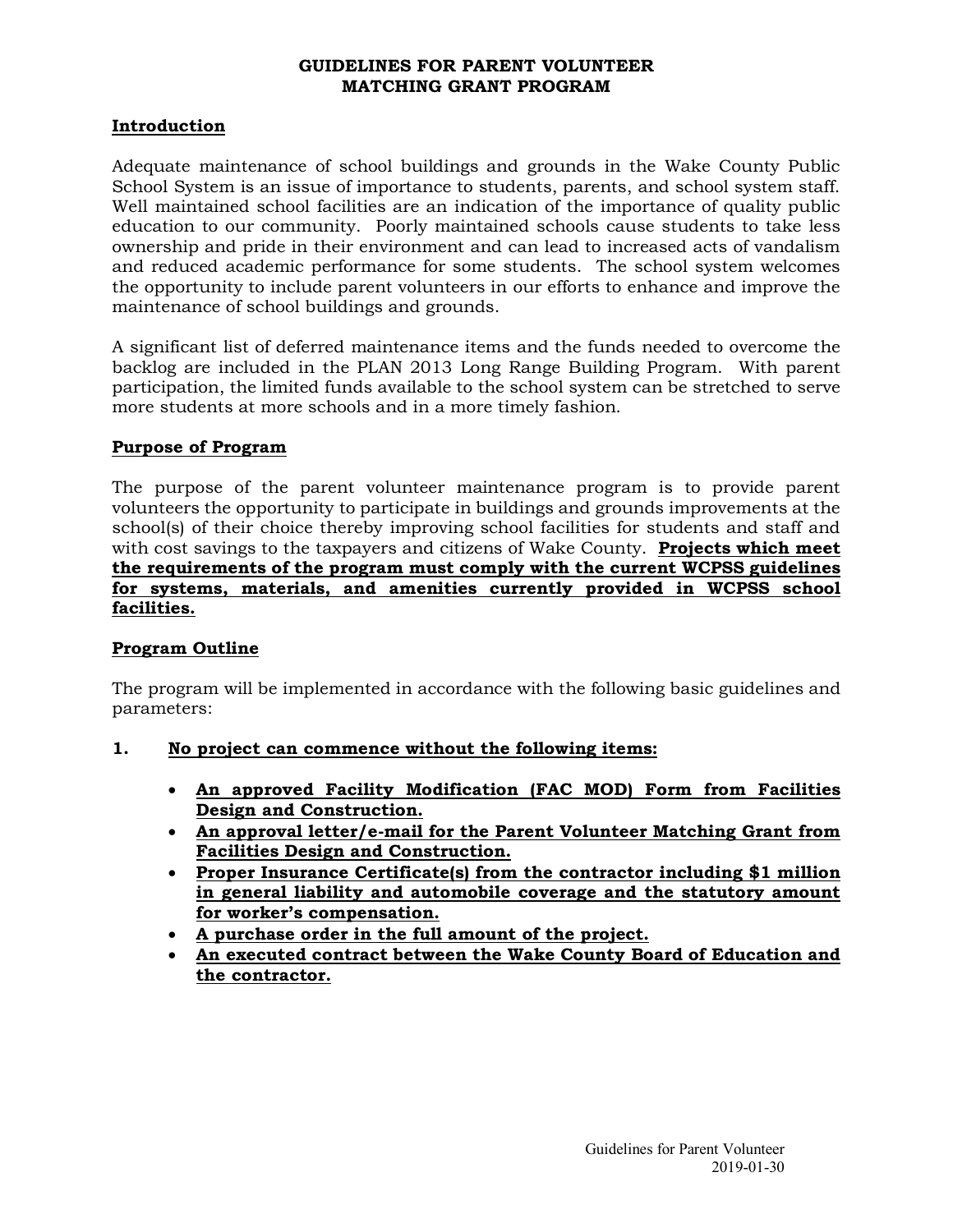# GUIDELINES FOR PARENT VOLUNTEER MATCHING GRANT PROGRAM

## Introduction

Adequate maintenance of school buildings and grounds in the Wake County Public School System is an issue of importance to students, parents, and school system staff. Well maintained school facilities are an indication of the importance of quality public education to our community. Poorly maintained schools cause students to take less ownership and pride in their environment and can lead to increased acts of vandalism and reduced academic performance for some students. The school system welcomes the opportunity to include parent volunteers in our efforts to enhance and improve the maintenance of school buildings and grounds.

A significant list of deferred maintenance items and the funds needed to overcome the backlog are included in the PLAN 2013 Long Range Building Program. With parent participation, the limited funds available to the school system can be stretched to serve more students at more schools and in a more timely fashion.

## Purpose of Program

The purpose of the parent volunteer maintenance program is to provide parent volunteers the opportunity to participate in buildings and grounds improvements at the school(s) of their choice thereby improving school facilities for students and staff and with cost savings to the taxpayers and citizens of Wake County. **Projects which meet the requirements of the program must comply with the current WCPSS guidelines for systems, materials, and amenities currently provided in WCPSS school facilities.**

## Program Outline

The program will be implemented in accordance with the following basic guidelines and parameters:

1. **No project can commence without the following items:**
   - **An approved Facility Modification (FAC MOD) Form from Facilities Design and Construction.**
   - **An approval letter/e-mail for the Parent Volunteer Matching Grant from Facilities Design and Construction.**
   - **Proper Insurance Certificate(s) from the contractor including $1 million in general liability and automobile coverage and the statutory amount for worker's compensation.**
   - **A purchase order in the full amount of the project.**
   - **An executed contract between the Wake County Board of Education and the contractor.**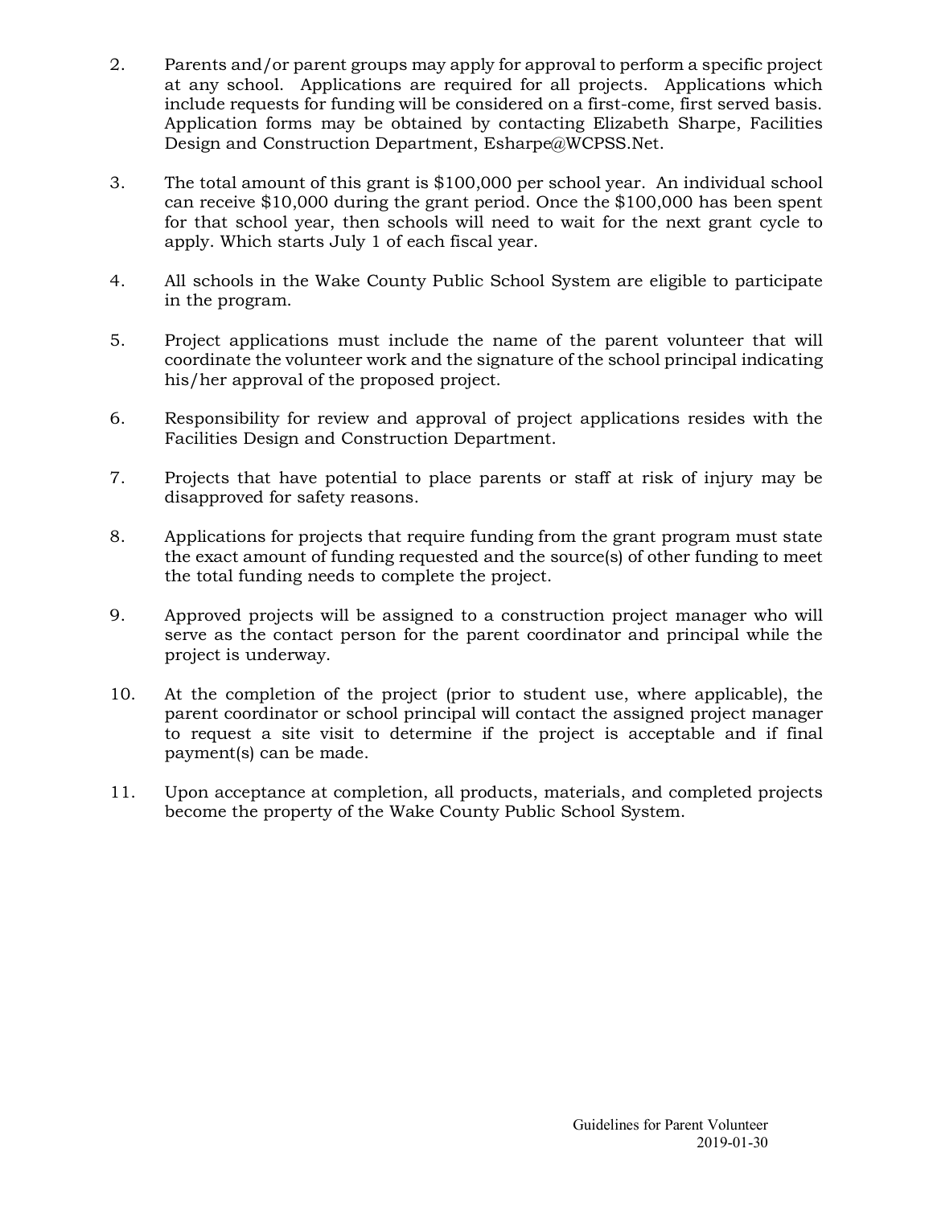2. Parents and/or parent groups may apply for approval to perform a specific project at any school. Applications are required for all projects. Applications which include requests for funding will be considered on a first-come, first served basis. Application forms may be obtained by contacting Elizabeth Sharpe, Facilities Design and Construction Department, Esharpe@WCPSS.Net.

3. The total amount of this grant is $100,000 per school year. An individual school can receive $10,000 during the grant period. Once the $100,000 has been spent for that school year, then schools will need to wait for the next grant cycle to apply. Which starts July 1 of each fiscal year.

4. All schools in the Wake County Public School System are eligible to participate in the program.

5. Project applications must include the name of the parent volunteer that will coordinate the volunteer work and the signature of the school principal indicating his/her approval of the proposed project.

6. Responsibility for review and approval of project applications resides with the Facilities Design and Construction Department.

7. Projects that have potential to place parents or staff at risk of injury may be disapproved for safety reasons.

8. Applications for projects that require funding from the grant program must state the exact amount of funding requested and the source(s) of other funding to meet the total funding needs to complete the project.

9. Approved projects will be assigned to a construction project manager who will serve as the contact person for the parent coordinator and principal while the project is underway.

10. At the completion of the project (prior to student use, where applicable), the parent coordinator or school principal will contact the assigned project manager to request a site visit to determine if the project is acceptable and if final payment(s) can be made.

11. Upon acceptance at completion, all products, materials, and completed projects become the property of the Wake County Public School System.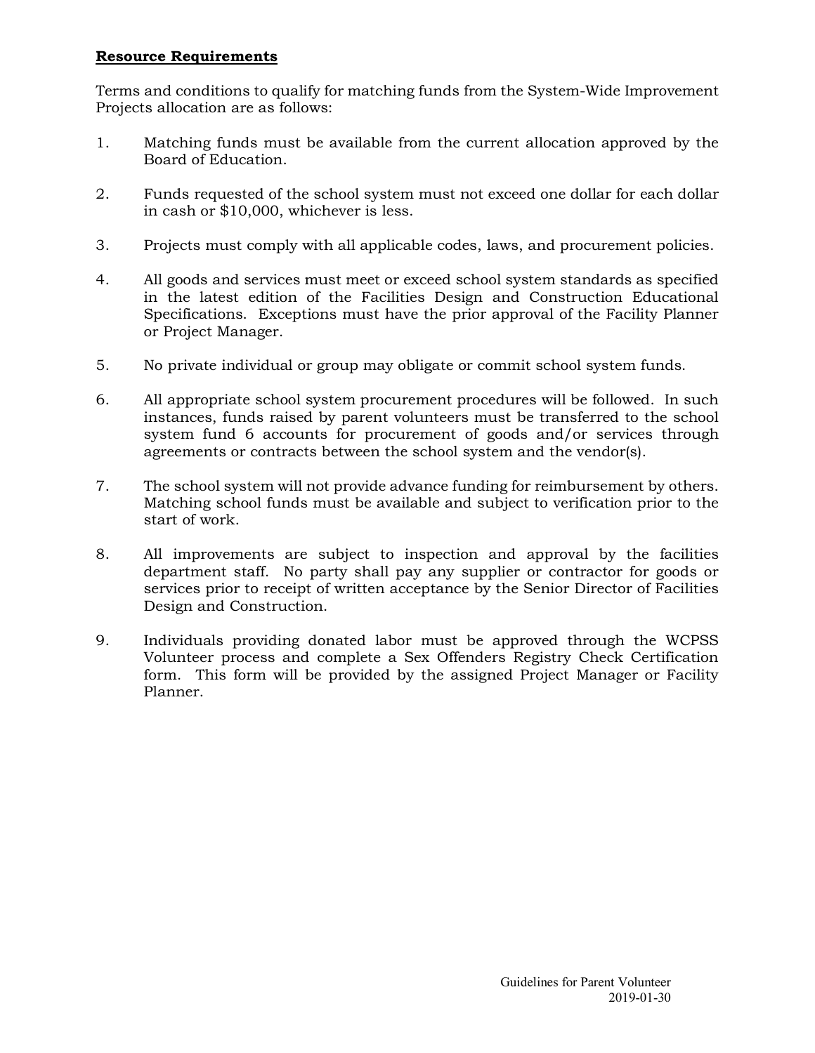**Resource Requirements**

Terms and conditions to qualify for matching funds from the System-Wide Improvement Projects allocation are as follows:

1. Matching funds must be available from the current allocation approved by the Board of Education.

2. Funds requested of the school system must not exceed one dollar for each dollar in cash or $10,000, whichever is less.

3. Projects must comply with all applicable codes, laws, and procurement policies.

4. All goods and services must meet or exceed school system standards as specified in the latest edition of the Facilities Design and Construction Educational Specifications. Exceptions must have the prior approval of the Facility Planner or Project Manager.

5. No private individual or group may obligate or commit school system funds.

6. All appropriate school system procurement procedures will be followed. In such instances, funds raised by parent volunteers must be transferred to the school system fund 6 accounts for procurement of goods and/or services through agreements or contracts between the school system and the vendor(s).

7. The school system will not provide advance funding for reimbursement by others. Matching school funds must be available and subject to verification prior to the start of work.

8. All improvements are subject to inspection and approval by the facilities department staff. No party shall pay any supplier or contractor for goods or services prior to receipt of written acceptance by the Senior Director of Facilities Design and Construction.

9. Individuals providing donated labor must be approved through the WCPSS Volunteer process and complete a Sex Offenders Registry Check Certification form. This form will be provided by the assigned Project Manager or Facility Planner.